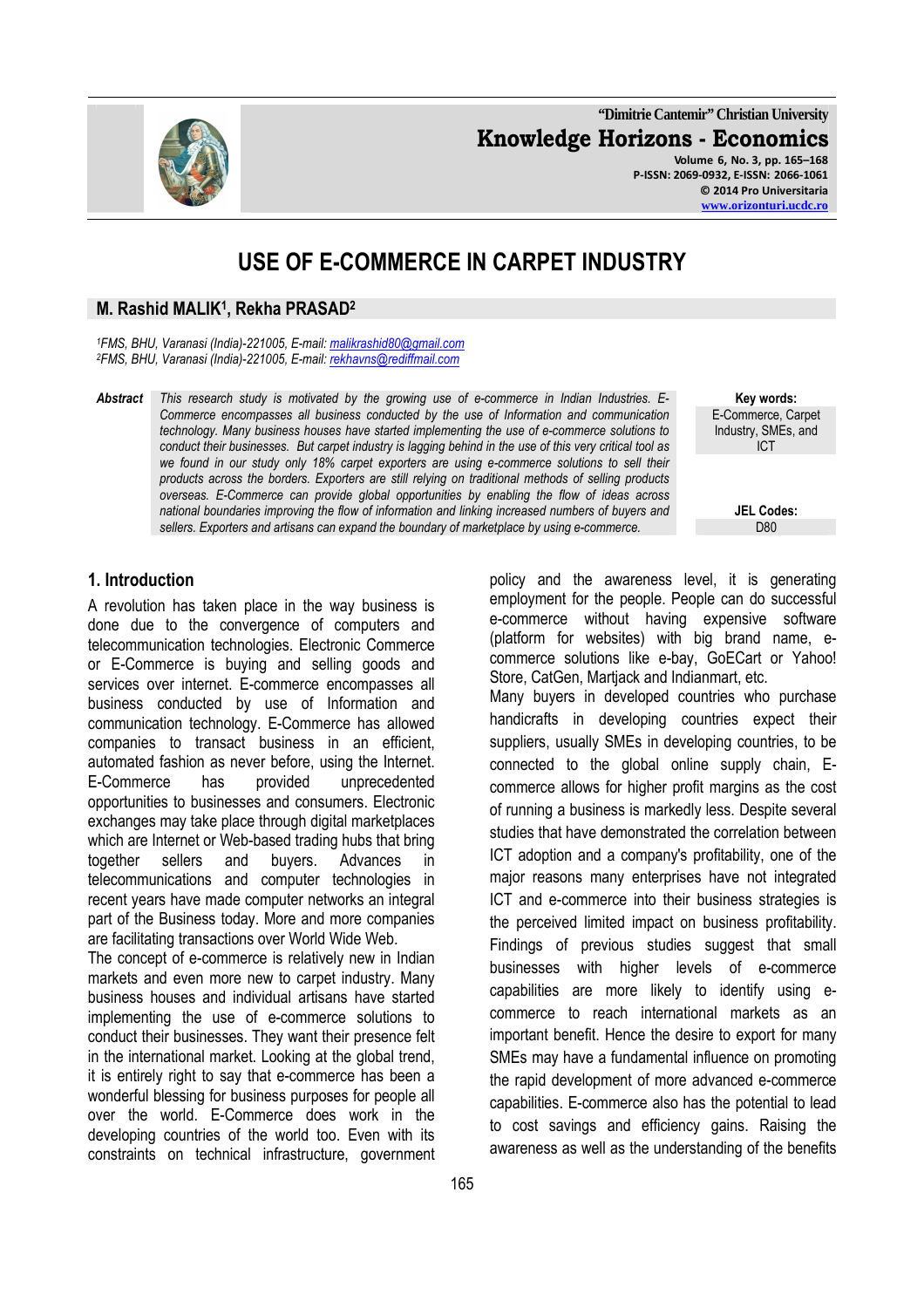# USE OF E-COMMERCE IN CARPET INDUSTRY

**M. Rashid MALIK[1], Rekha PRASAD[2]**

*[1]FMS, BHU, Varanasi (India)-221005, E-mail: malikrashid80@gmail.com*
*[2]FMS, BHU, Varanasi (India)-221005, E-mail: rekhavns@rediffmail.com*

**Abstract** *This research study is motivated by the growing use of e-commerce in Indian Industries. E-Commerce encompasses all business conducted by the use of Information and communication technology. Many business houses have started implementing the use of e-commerce solutions to conduct their businesses. But carpet industry is lagging behind in the use of this very critical tool as we found in our study only 18% carpet exporters are using e-commerce solutions to sell their products across the borders. Exporters are still relying on traditional methods of selling products overseas. E-Commerce can provide global opportunities by enabling the flow of ideas across national boundaries improving the flow of information and linking increased numbers of buyers and sellers. Exporters and artisans can expand the boundary of marketplace by using e-commerce.*

**Key words:** E-Commerce, Carpet Industry, SMEs, and ICT

**JEL Codes:** D80

## 1. Introduction

A revolution has taken place in the way business is done due to the convergence of computers and telecommunication technologies. Electronic Commerce or E-Commerce is buying and selling goods and services over internet. E-commerce encompasses all business conducted by use of Information and communication technology. E-Commerce has allowed companies to transact business in an efficient, automated fashion as never before, using the Internet. E-Commerce has provided unprecedented opportunities to businesses and consumers. Electronic exchanges may take place through digital marketplaces which are Internet or Web-based trading hubs that bring together sellers and buyers. Advances in telecommunications and computer technologies in recent years have made computer networks an integral part of the Business today. More and more companies are facilitating transactions over World Wide Web.

The concept of e-commerce is relatively new in Indian markets and even more new to carpet industry. Many business houses and individual artisans have started implementing the use of e-commerce solutions to conduct their businesses. They want their presence felt in the international market. Looking at the global trend, it is entirely right to say that e-commerce has been a wonderful blessing for business purposes for people all over the world. E-Commerce does work in the developing countries of the world too. Even with its constraints on technical infrastructure, government policy and the awareness level, it is generating employment for the people. People can do successful e-commerce without having expensive software (platform for websites) with big brand name, e-commerce solutions like e-bay, GoECart or Yahoo! Store, CatGen, Martjack and Indianmart, etc.

Many buyers in developed countries who purchase handicrafts in developing countries expect their suppliers, usually SMEs in developing countries, to be connected to the global online supply chain, E-commerce allows for higher profit margins as the cost of running a business is markedly less. Despite several studies that have demonstrated the correlation between ICT adoption and a company's profitability, one of the major reasons many enterprises have not integrated ICT and e-commerce into their business strategies is the perceived limited impact on business profitability. Findings of previous studies suggest that small businesses with higher levels of e-commerce capabilities are more likely to identify using e-commerce to reach international markets as an important benefit. Hence the desire to export for many SMEs may have a fundamental influence on promoting the rapid development of more advanced e-commerce capabilities. E-commerce also has the potential to lead to cost savings and efficiency gains. Raising the awareness as well as the understanding of the benefits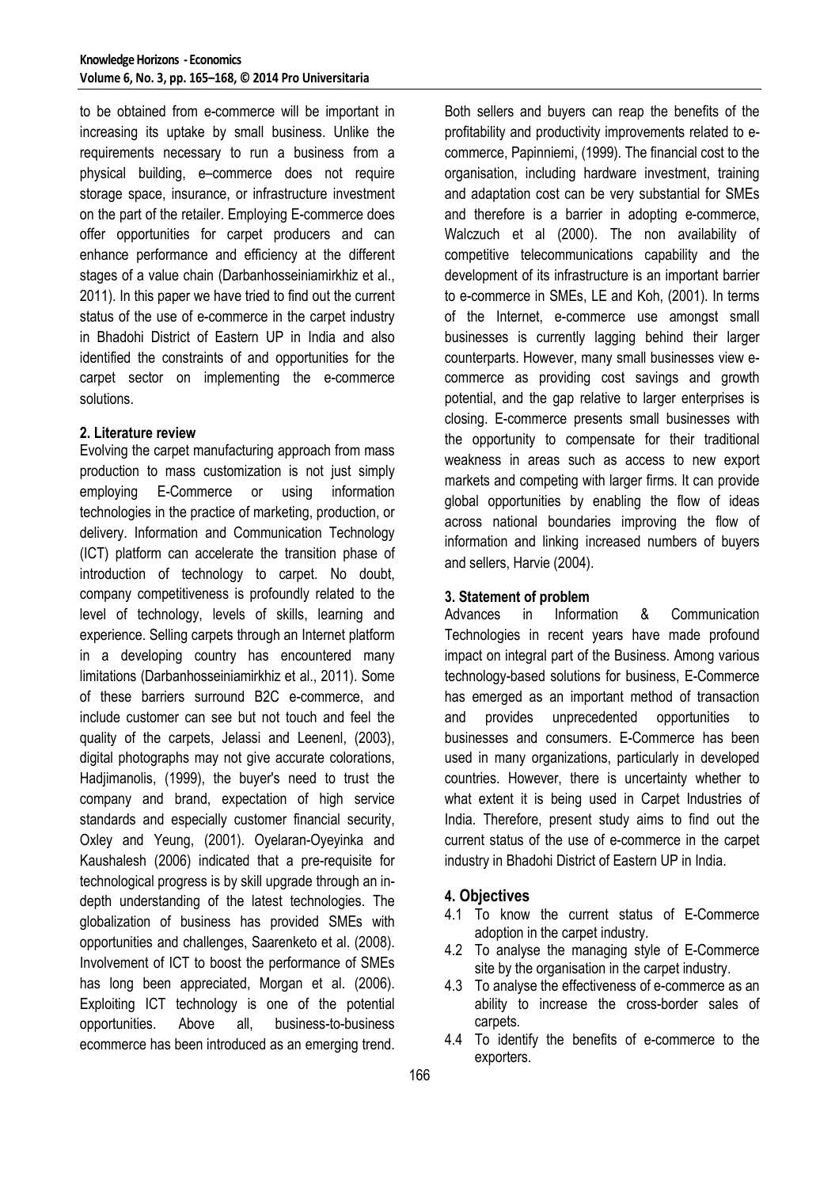to be obtained from e-commerce will be important in increasing its uptake by small business. Unlike the requirements necessary to run a business from a physical building, e–commerce does not require storage space, insurance, or infrastructure investment on the part of the retailer. Employing E-commerce does offer opportunities for carpet producers and can enhance performance and efficiency at the different stages of a value chain (Darbanhosseiniamirkhiz et al., 2011). In this paper we have tried to find out the current status of the use of e-commerce in the carpet industry in Bhadohi District of Eastern UP in India and also identified the constraints of and opportunities for the carpet sector on implementing the e-commerce solutions.

## 2. Literature review

Evolving the carpet manufacturing approach from mass production to mass customization is not just simply employing E-Commerce or using information technologies in the practice of marketing, production, or delivery. Information and Communication Technology (ICT) platform can accelerate the transition phase of introduction of technology to carpet. No doubt, company competitiveness is profoundly related to the level of technology, levels of skills, learning and experience. Selling carpets through an Internet platform in a developing country has encountered many limitations (Darbanhosseiniamirkhiz et al., 2011). Some of these barriers surround B2C e-commerce, and include customer can see but not touch and feel the quality of the carpets, Jelassi and Leenenl, (2003), digital photographs may not give accurate colorations, Hadjimanolis, (1999), the buyer's need to trust the company and brand, expectation of high service standards and especially customer financial security, Oxley and Yeung, (2001). Oyelaran-Oyeyinka and Kaushalesh (2006) indicated that a pre-requisite for technological progress is by skill upgrade through an in-depth understanding of the latest technologies. The globalization of business has provided SMEs with opportunities and challenges, Saarenketo et al. (2008). Involvement of ICT to boost the performance of SMEs has long been appreciated, Morgan et al. (2006). Exploiting ICT technology is one of the potential opportunities. Above all, business-to-business ecommerce has been introduced as an emerging trend. Both sellers and buyers can reap the benefits of the profitability and productivity improvements related to e-commerce, Papinniemi, (1999). The financial cost to the organisation, including hardware investment, training and adaptation cost can be very substantial for SMEs and therefore is a barrier in adopting e-commerce, Walczuch et al (2000). The non availability of competitive telecommunications capability and the development of its infrastructure is an important barrier to e-commerce in SMEs, LE and Koh, (2001). In terms of the Internet, e-commerce use amongst small businesses is currently lagging behind their larger counterparts. However, many small businesses view e-commerce as providing cost savings and growth potential, and the gap relative to larger enterprises is closing. E-commerce presents small businesses with the opportunity to compensate for their traditional weakness in areas such as access to new export markets and competing with larger firms. It can provide global opportunities by enabling the flow of ideas across national boundaries improving the flow of information and linking increased numbers of buyers and sellers, Harvie (2004).

## 3. Statement of problem

Advances in Information & Communication Technologies in recent years have made profound impact on integral part of the Business. Among various technology-based solutions for business, E-Commerce has emerged as an important method of transaction and provides unprecedented opportunities to businesses and consumers. E-Commerce has been used in many organizations, particularly in developed countries. However, there is uncertainty whether to what extent it is being used in Carpet Industries of India. Therefore, present study aims to find out the current status of the use of e-commerce in the carpet industry in Bhadohi District of Eastern UP in India.

## 4. Objectives

4.1 To know the current status of E-Commerce adoption in the carpet industry.

4.2 To analyse the managing style of E-Commerce site by the organisation in the carpet industry.

4.3 To analyse the effectiveness of e-commerce as an ability to increase the cross-border sales of carpets.

4.4 To identify the benefits of e-commerce to the exporters.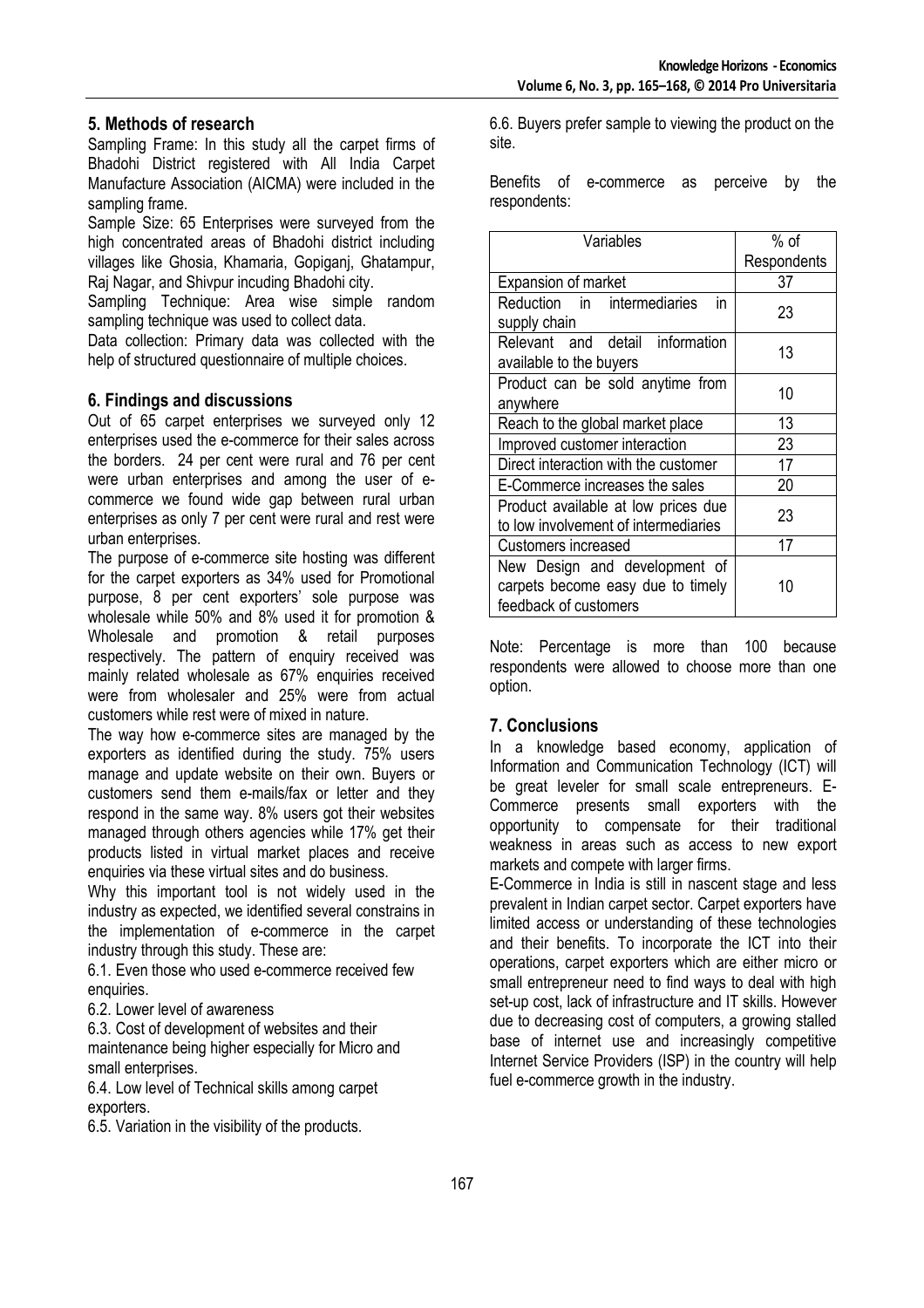## 5. Methods of research

Sampling Frame: In this study all the carpet firms of Bhadohi District registered with All India Carpet Manufacture Association (AICMA) were included in the sampling frame.

Sample Size: 65 Enterprises were surveyed from the high concentrated areas of Bhadohi district including villages like Ghosia, Khamaria, Gopiganj, Ghatampur, Raj Nagar, and Shivpur incuding Bhadohi city.

Sampling Technique: Area wise simple random sampling technique was used to collect data.

Data collection: Primary data was collected with the help of structured questionnaire of multiple choices.

## 6. Findings and discussions

Out of 65 carpet enterprises we surveyed only 12 enterprises used the e-commerce for their sales across the borders. 24 per cent were rural and 76 per cent were urban enterprises and among the user of e-commerce we found wide gap between rural urban enterprises as only 7 per cent were rural and rest were urban enterprises.

The purpose of e-commerce site hosting was different for the carpet exporters as 34% used for Promotional purpose, 8 per cent exporters' sole purpose was wholesale while 50% and 8% used it for promotion & Wholesale and promotion & retail purposes respectively. The pattern of enquiry received was mainly related wholesale as 67% enquiries received were from wholesaler and 25% were from actual customers while rest were of mixed in nature.

The way how e-commerce sites are managed by the exporters as identified during the study. 75% users manage and update website on their own. Buyers or customers send them e-mails/fax or letter and they respond in the same way. 8% users got their websites managed through others agencies while 17% get their products listed in virtual market places and receive enquiries via these virtual sites and do business.

Why this important tool is not widely used in the industry as expected, we identified several constrains in the implementation of e-commerce in the carpet industry through this study. These are:

6.1. Even those who used e-commerce received few enquiries.

6.2. Lower level of awareness

6.3. Cost of development of websites and their maintenance being higher especially for Micro and small enterprises.

6.4. Low level of Technical skills among carpet exporters.

6.5. Variation in the visibility of the products.

6.6. Buyers prefer sample to viewing the product on the site.

Benefits of e-commerce as perceive by the respondents:

| Variables | % of Respondents |
|---|---|
| Expansion of market | 37 |
| Reduction in intermediaries in supply chain | 23 |
| Relevant and detail information available to the buyers | 13 |
| Product can be sold anytime from anywhere | 10 |
| Reach to the global market place | 13 |
| Improved customer interaction | 23 |
| Direct interaction with the customer | 17 |
| E-Commerce increases the sales | 20 |
| Product available at low prices due to low involvement of intermediaries | 23 |
| Customers increased | 17 |
| New Design and development of carpets become easy due to timely feedback of customers | 10 |

Note: Percentage is more than 100 because respondents were allowed to choose more than one option.

## 7. Conclusions

In a knowledge based economy, application of Information and Communication Technology (ICT) will be great leveler for small scale entrepreneurs. E-Commerce presents small exporters with the opportunity to compensate for their traditional weakness in areas such as access to new export markets and compete with larger firms.

E-Commerce in India is still in nascent stage and less prevalent in Indian carpet sector. Carpet exporters have limited access or understanding of these technologies and their benefits. To incorporate the ICT into their operations, carpet exporters which are either micro or small entrepreneur need to find ways to deal with high set-up cost, lack of infrastructure and IT skills. However due to decreasing cost of computers, a growing stalled base of internet use and increasingly competitive Internet Service Providers (ISP) in the country will help fuel e-commerce growth in the industry.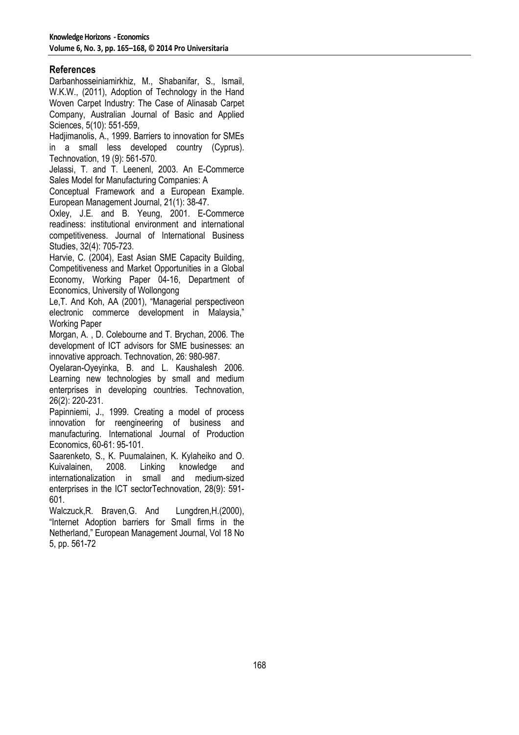## References

Darbanhosseiniamirkhiz, M., Shabanifar, S., Ismail, W.K.W., (2011), Adoption of Technology in the Hand Woven Carpet Industry: The Case of Alinasab Carpet Company, Australian Journal of Basic and Applied Sciences, 5(10): 551-559,

Hadjimanolis, A., 1999. Barriers to innovation for SMEs in a small less developed country (Cyprus). Technovation, 19 (9): 561-570.

Jelassi, T. and T. Leenenl, 2003. An E-Commerce Sales Model for Manufacturing Companies: A Conceptual Framework and a European Example. European Management Journal, 21(1): 38-47.

Oxley, J.E. and B. Yeung, 2001. E-Commerce readiness: institutional environment and international competitiveness. Journal of International Business Studies, 32(4): 705-723.

Harvie, C. (2004), East Asian SME Capacity Building, Competitiveness and Market Opportunities in a Global Economy, Working Paper 04-16, Department of Economics, University of Wollongong

Le,T. And Koh, AA (2001), "Managerial perspectiveon electronic commerce development in Malaysia," Working Paper

Morgan, A. , D. Colebourne and T. Brychan, 2006. The development of ICT advisors for SME businesses: an innovative approach. Technovation, 26: 980-987.

Oyelaran-Oyeyinka, B. and L. Kaushalesh 2006. Learning new technologies by small and medium enterprises in developing countries. Technovation, 26(2): 220-231.

Papinniemi, J., 1999. Creating a model of process innovation for reengineering of business and manufacturing. International Journal of Production Economics, 60-61: 95-101.

Saarenketo, S., K. Puumalainen, K. Kylaheiko and O. Kuivalainen, 2008. Linking knowledge and internationalization in small and medium-sized enterprises in the ICT sectorTechnovation, 28(9): 591-601.

Walczuck,R. Braven,G. And Lungdren,H.(2000), "Internet Adoption barriers for Small firms in the Netherland," European Management Journal, Vol 18 No 5, pp. 561-72